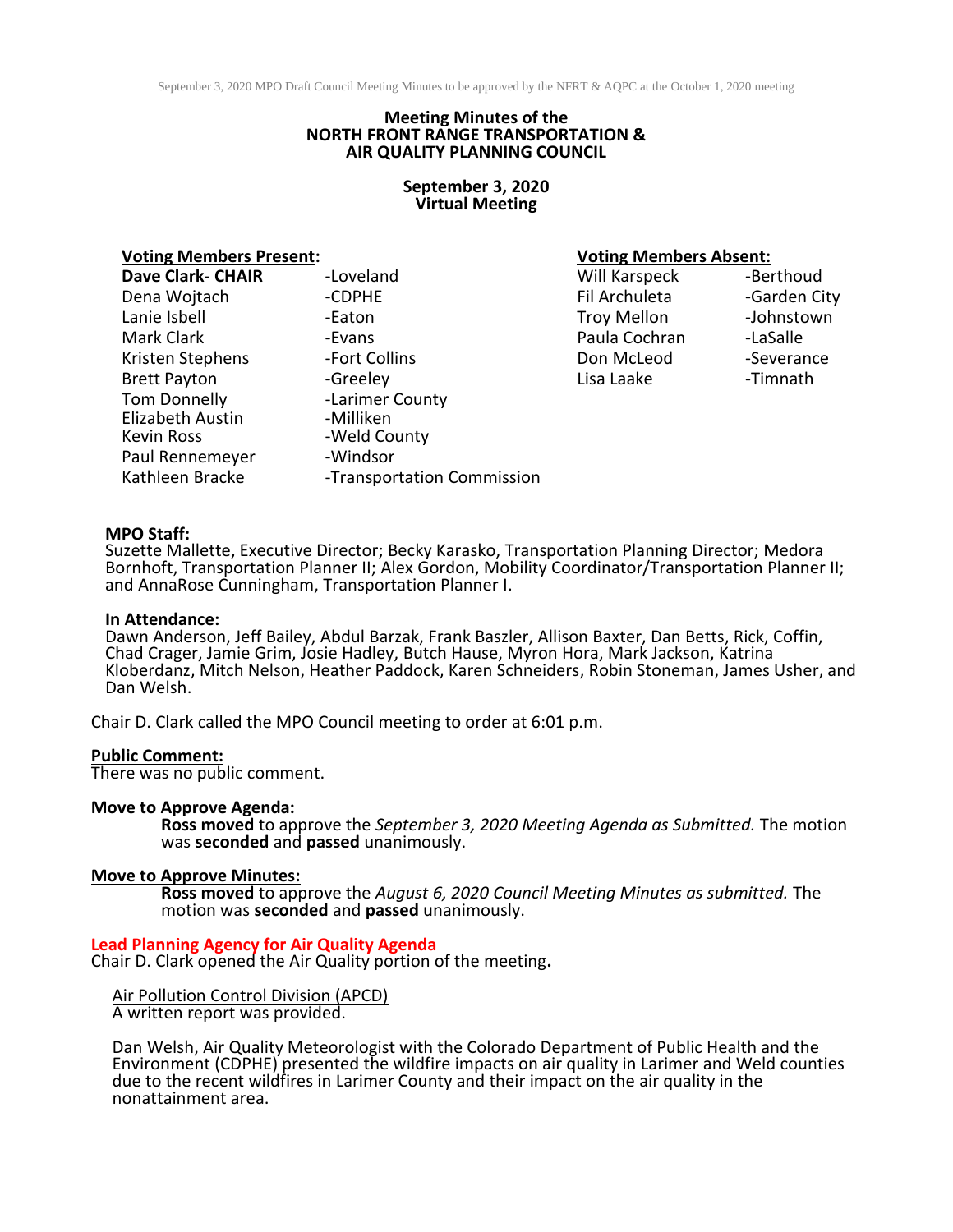September 3, 2020 MPO Draft Council Meeting Minutes to be approved by the NFRT & AQPC at the October 1, 2020 meeting

# Meeting Minutes of the NORTH FRONT RANGE TRANSPORTATION & AIR QUALITY PLANNING COUNCIL

## September 3, 2020 Virtual Meeting

| **Voting Members Present:** | | **Voting Members Absent:** | |
|---|---|---|---|
| **Dave Clark- CHAIR** | -Loveland | Will Karspeck | -Berthoud |
| Dena Wojtach | -CDPHE | Fil Archuleta | -Garden City |
| Lanie Isbell | -Eaton | Troy Mellon | -Johnstown |
| Mark Clark | -Evans | Paula Cochran | -LaSalle |
| Kristen Stephens | -Fort Collins | Don McLeod | -Severance |
| Brett Payton | -Greeley | Lisa Laake | -Timnath |
| Tom Donnelly | -Larimer County | | |
| Elizabeth Austin | -Milliken | | |
| Kevin Ross | -Weld County | | |
| Paul Rennemeyer | -Windsor | | |
| Kathleen Bracke | -Transportation Commission | | |

**MPO Staff:**
Suzette Mallette, Executive Director; Becky Karasko, Transportation Planning Director; Medora Bornhoft, Transportation Planner II; Alex Gordon, Mobility Coordinator/Transportation Planner II; and AnnaRose Cunningham, Transportation Planner I.

**In Attendance:**
Dawn Anderson, Jeff Bailey, Abdul Barzak, Frank Baszler, Allison Baxter, Dan Betts, Rick, Coffin, Chad Crager, Jamie Grim, Josie Hadley, Butch Hause, Myron Hora, Mark Jackson, Katrina Kloberdanz, Mitch Nelson, Heather Paddock, Karen Schneiders, Robin Stoneman, James Usher, and Dan Welsh.

Chair D. Clark called the MPO Council meeting to order at 6:01 p.m.

**Public Comment:**
There was no public comment.

**Move to Approve Agenda:**

**Ross moved** to approve the *September 3, 2020 Meeting Agenda as Submitted.* The motion was **seconded** and **passed** unanimously.

**Move to Approve Minutes:**

**Ross moved** to approve the *August 6, 2020 Council Meeting Minutes as submitted.* The motion was **seconded** and **passed** unanimously.

**Lead Planning Agency for Air Quality Agenda**
Chair D. Clark opened the Air Quality portion of the meeting.

Air Pollution Control Division (APCD)
A written report was provided.

Dan Welsh, Air Quality Meteorologist with the Colorado Department of Public Health and the Environment (CDPHE) presented the wildfire impacts on air quality in Larimer and Weld counties due to the recent wildfires in Larimer County and their impact on the air quality in the nonattainment area.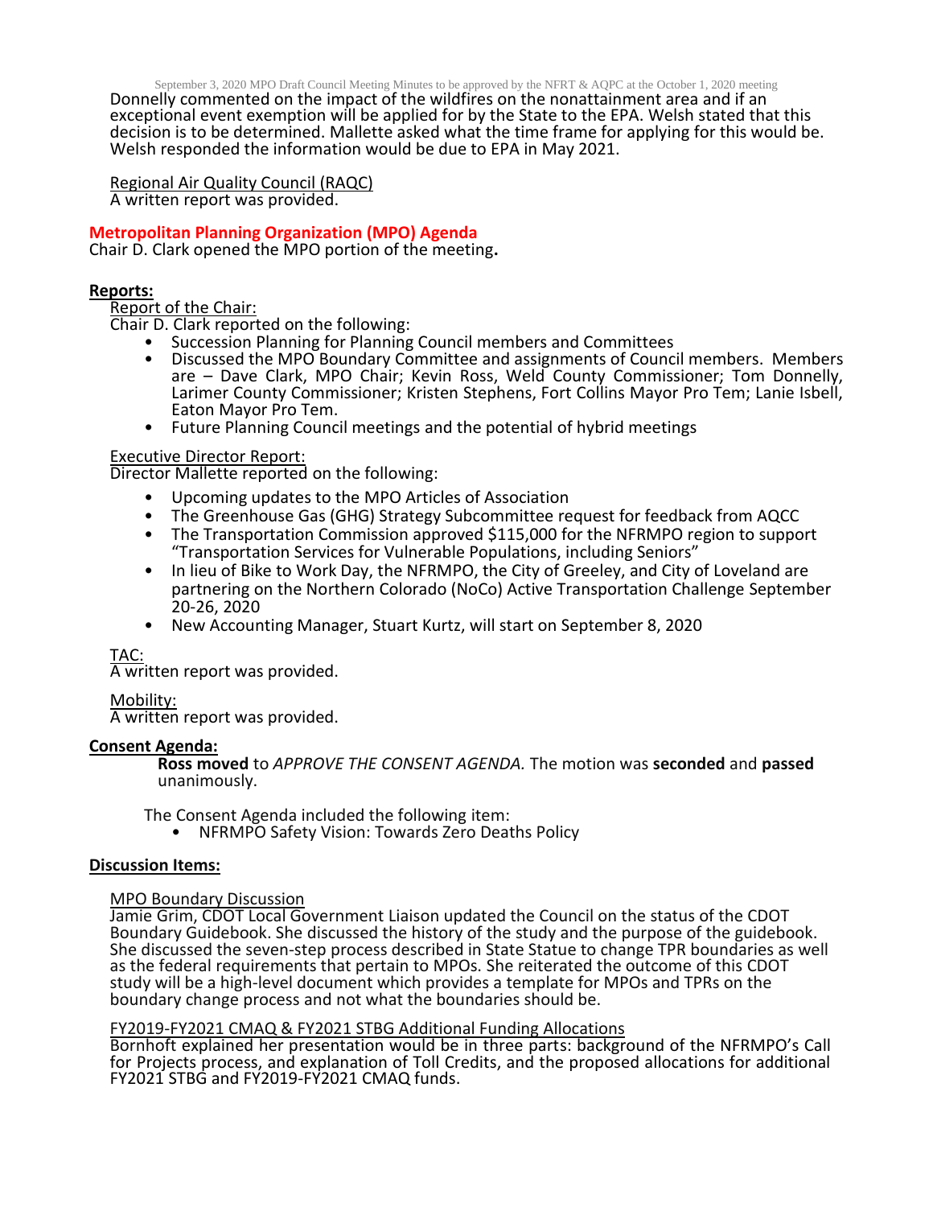Donnelly commented on the impact of the wildfires on the nonattainment area and if an exceptional event exemption will be applied for by the State to the EPA. Welsh stated that this decision is to be determined. Mallette asked what the time frame for applying for this would be. Welsh responded the information would be due to EPA in May 2021.

Regional Air Quality Council (RAQC)

A written report was provided.

## Metropolitan Planning Organization (MPO) Agenda

Chair D. Clark opened the MPO portion of the meeting**.**

### Reports:

Report of the Chair:

Chair D. Clark reported on the following:

- Succession Planning for Planning Council members and Committees
- Discussed the MPO Boundary Committee and assignments of Council members. Members are – Dave Clark, MPO Chair; Kevin Ross, Weld County Commissioner; Tom Donnelly, Larimer County Commissioner; Kristen Stephens, Fort Collins Mayor Pro Tem; Lanie Isbell, Eaton Mayor Pro Tem.
- Future Planning Council meetings and the potential of hybrid meetings

Executive Director Report:

Director Mallette reported on the following:

- Upcoming updates to the MPO Articles of Association
- The Greenhouse Gas (GHG) Strategy Subcommittee request for feedback from AQCC
- The Transportation Commission approved $115,000 for the NFRMPO region to support "Transportation Services for Vulnerable Populations, including Seniors"
- In lieu of Bike to Work Day, the NFRMPO, the City of Greeley, and City of Loveland are partnering on the Northern Colorado (NoCo) Active Transportation Challenge September 20-26, 2020
- New Accounting Manager, Stuart Kurtz, will start on September 8, 2020

TAC:

A written report was provided.

Mobility:

A written report was provided.

### Consent Agenda:

**Ross moved** to *APPROVE THE CONSENT AGENDA.* The motion was **seconded** and **passed** unanimously.

The Consent Agenda included the following item:

- NFRMPO Safety Vision: Towards Zero Deaths Policy

### Discussion Items:

MPO Boundary Discussion

Jamie Grim, CDOT Local Government Liaison updated the Council on the status of the CDOT Boundary Guidebook. She discussed the history of the study and the purpose of the guidebook. She discussed the seven-step process described in State Statue to change TPR boundaries as well as the federal requirements that pertain to MPOs. She reiterated the outcome of this CDOT study will be a high-level document which provides a template for MPOs and TPRs on the boundary change process and not what the boundaries should be.

FY2019-FY2021 CMAQ & FY2021 STBG Additional Funding Allocations

Bornhoft explained her presentation would be in three parts: background of the NFRMPO's Call for Projects process, and explanation of Toll Credits, and the proposed allocations for additional FY2021 STBG and FY2019-FY2021 CMAQ funds.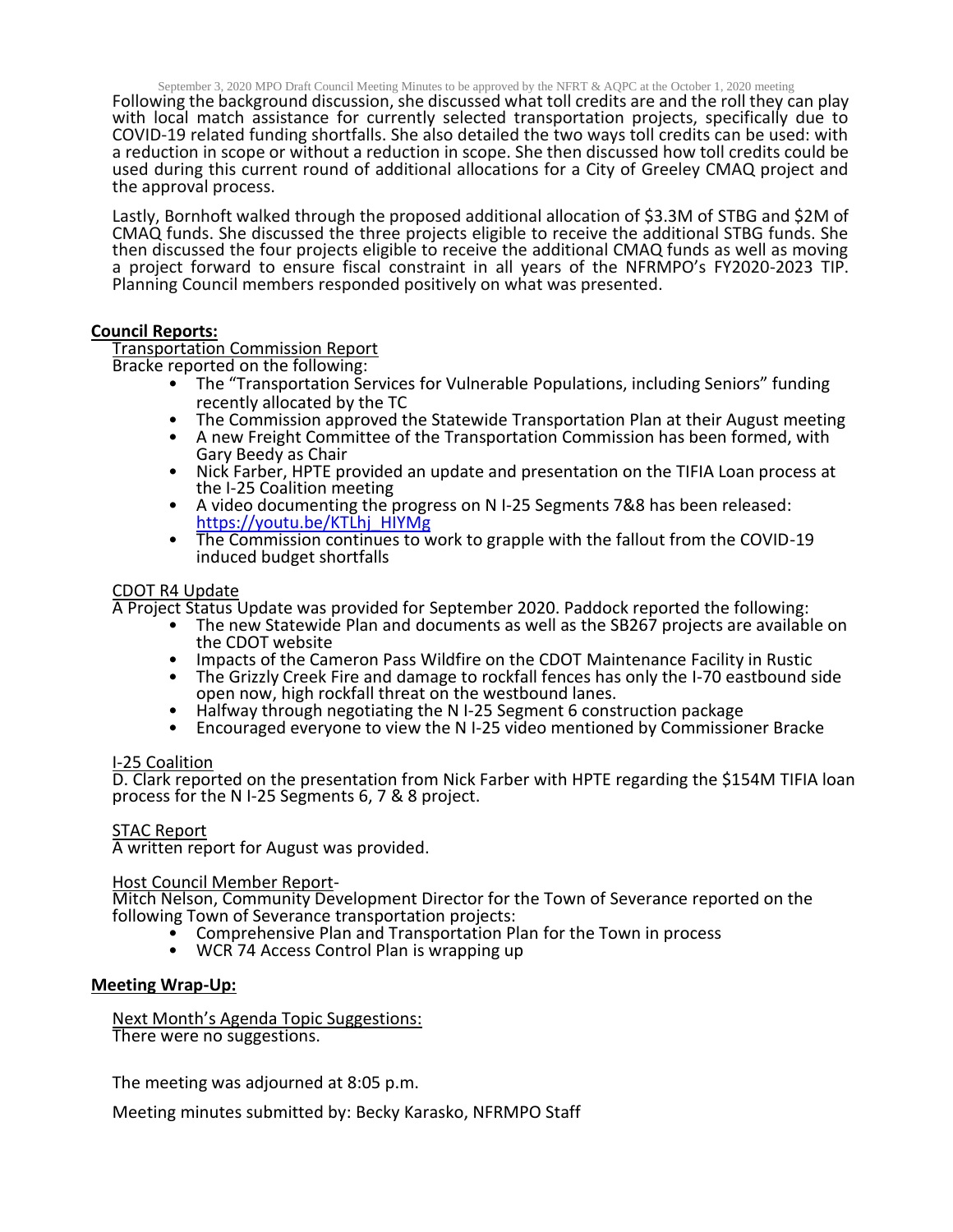Following the background discussion, she discussed what toll credits are and the roll they can play with local match assistance for currently selected transportation projects, specifically due to COVID-19 related funding shortfalls. She also detailed the two ways toll credits can be used: with a reduction in scope or without a reduction in scope. She then discussed how toll credits could be used during this current round of additional allocations for a City of Greeley CMAQ project and the approval process.

Lastly, Bornhoft walked through the proposed additional allocation of $3.3M of STBG and $2M of CMAQ funds. She discussed the three projects eligible to receive the additional STBG funds. She then discussed the four projects eligible to receive the additional CMAQ funds as well as moving a project forward to ensure fiscal constraint in all years of the NFRMPO's FY2020-2023 TIP. Planning Council members responded positively on what was presented.

**Council Reports:**

Transportation Commission Report

Bracke reported on the following:

- The "Transportation Services for Vulnerable Populations, including Seniors" funding recently allocated by the TC
- The Commission approved the Statewide Transportation Plan at their August meeting
- A new Freight Committee of the Transportation Commission has been formed, with Gary Beedy as Chair
- Nick Farber, HPTE provided an update and presentation on the TIFIA Loan process at the I-25 Coalition meeting
- A video documenting the progress on N I-25 Segments 7&8 has been released: https://youtu.be/KTLhj_HIYMg
- The Commission continues to work to grapple with the fallout from the COVID-19 induced budget shortfalls

CDOT R4 Update

A Project Status Update was provided for September 2020. Paddock reported the following:

- The new Statewide Plan and documents as well as the SB267 projects are available on the CDOT website
- Impacts of the Cameron Pass Wildfire on the CDOT Maintenance Facility in Rustic
- The Grizzly Creek Fire and damage to rockfall fences has only the I-70 eastbound side open now, high rockfall threat on the westbound lanes.
- Halfway through negotiating the N I-25 Segment 6 construction package
- Encouraged everyone to view the N I-25 video mentioned by Commissioner Bracke

I-25 Coalition

D. Clark reported on the presentation from Nick Farber with HPTE regarding the $154M TIFIA loan process for the N I-25 Segments 6, 7 & 8 project.

STAC Report

A written report for August was provided.

Host Council Member Report-

Mitch Nelson, Community Development Director for the Town of Severance reported on the following Town of Severance transportation projects:

- Comprehensive Plan and Transportation Plan for the Town in process
- WCR 74 Access Control Plan is wrapping up

**Meeting Wrap-Up:**

Next Month's Agenda Topic Suggestions:

There were no suggestions.

The meeting was adjourned at 8:05 p.m.

Meeting minutes submitted by: Becky Karasko, NFRMPO Staff